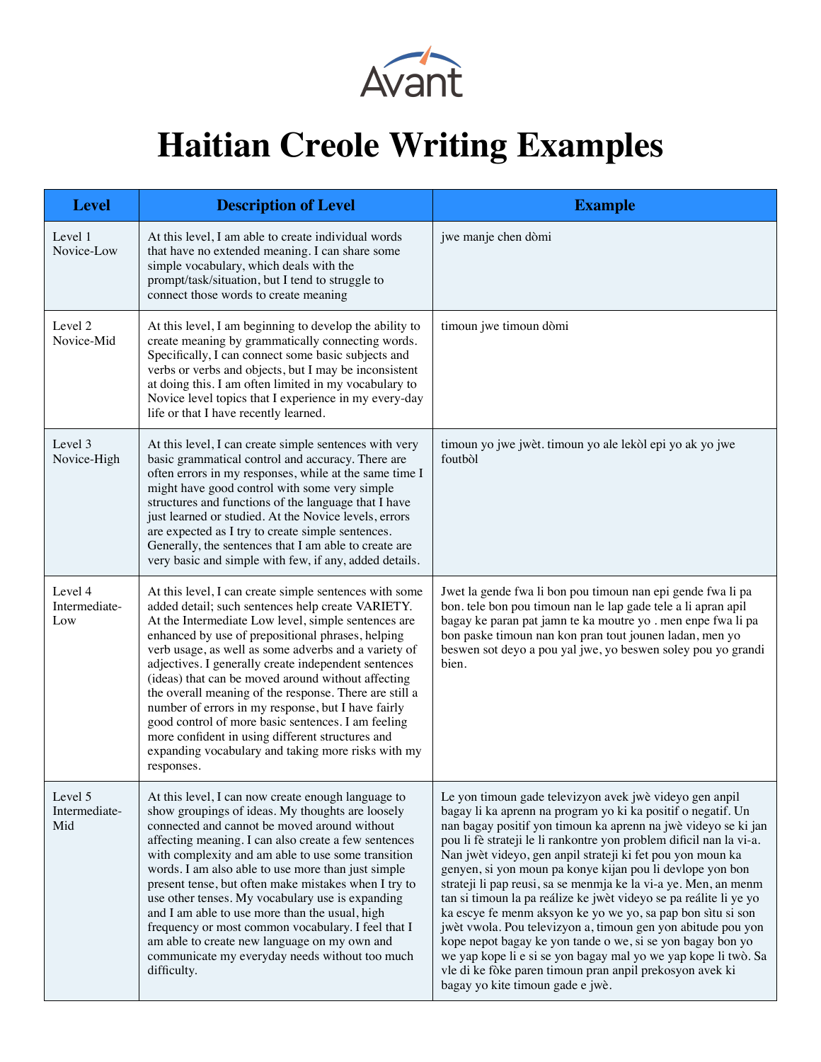Avant

# Haitian Creole Writing Examples

| Level | Description of Level | Example |
|---|---|---|
| Level 1 Novice-Low | At this level, I am able to create individual words that have no extended meaning. I can share some simple vocabulary, which deals with the prompt/task/situation, but I tend to struggle to connect those words to create meaning | jwe manje chen dòmi |
| Level 2 Novice-Mid | At this level, I am beginning to develop the ability to create meaning by grammatically connecting words. Specifically, I can connect some basic subjects and verbs or verbs and objects, but I may be inconsistent at doing this. I am often limited in my vocabulary to Novice level topics that I experience in my every-day life or that I have recently learned. | timoun jwe timoun dòmi |
| Level 3 Novice-High | At this level, I can create simple sentences with very basic grammatical control and accuracy. There are often errors in my responses, while at the same time I might have good control with some very simple structures and functions of the language that I have just learned or studied. At the Novice levels, errors are expected as I try to create simple sentences. Generally, the sentences that I am able to create are very basic and simple with few, if any, added details. | timoun yo jwe jwèt. timoun yo ale lekòl epi yo ak yo jwe foutbòl |
| Level 4 Intermediate-Low | At this level, I can create simple sentences with some added detail; such sentences help create VARIETY. At the Intermediate Low level, simple sentences are enhanced by use of prepositional phrases, helping verb usage, as well as some adverbs and a variety of adjectives. I generally create independent sentences (ideas) that can be moved around without affecting the overall meaning of the response. There are still a number of errors in my response, but I have fairly good control of more basic sentences. I am feeling more confident in using different structures and expanding vocabulary and taking more risks with my responses. | Jwet la gende fwa li bon pou timoun nan epi gende fwa li pa bon. tele bon pou timoun nan le lap gade tele a li apran apil bagay ke paran pat jamn te ka moutre yo . men enpe fwa li pa bon paske timoun nan kon pran tout jounen ladan, men yo beswen sot deyo a pou yal jwe, yo beswen soley pou yo grandi bien. |
| Level 5 Intermediate-Mid | At this level, I can now create enough language to show groupings of ideas. My thoughts are loosely connected and cannot be moved around without affecting meaning. I can also create a few sentences with complexity and am able to use some transition words. I am also able to use more than just simple present tense, but often make mistakes when I try to use other tenses. My vocabulary use is expanding and I am able to use more than the usual, high frequency or most common vocabulary. I feel that I am able to create new language on my own and communicate my everyday needs without too much difficulty. | Le yon timoun gade televizyon avek jwè videyo gen anpil bagay li ka aprenn na program yo ki ka positif o negatif. Un nan bagay positif yon timoun ka aprenn na jwè videyo se ki jan pou li fè strateji le li rankontre yon problem dificil nan la vi-a. Nan jwèt videyo, gen anpil strateji ki fet pou yon moun ka genyen, si yon moun pa konye kijan pou li devlope yon bon strateji li pap reusi, sa se menmja ke la vi-a ye. Men, an menm tan si timoun la pa reálize ke jwèt videyo se pa reálite li ye yo ka escye fe menm aksyon ke yo we yo, sa pap bon sìtu si son jwèt vwola. Pou televizyon a, timoun gen yon abitude pou yon kope nepot bagay ke yon tande o we, si se yon bagay bon yo we yap kope li e si se yon bagay mal yo we yap kope li twò. Sa vle di ke fòke paren timoun pran anpil prekosyon avek ki bagay yo kite timoun gade e jwè. |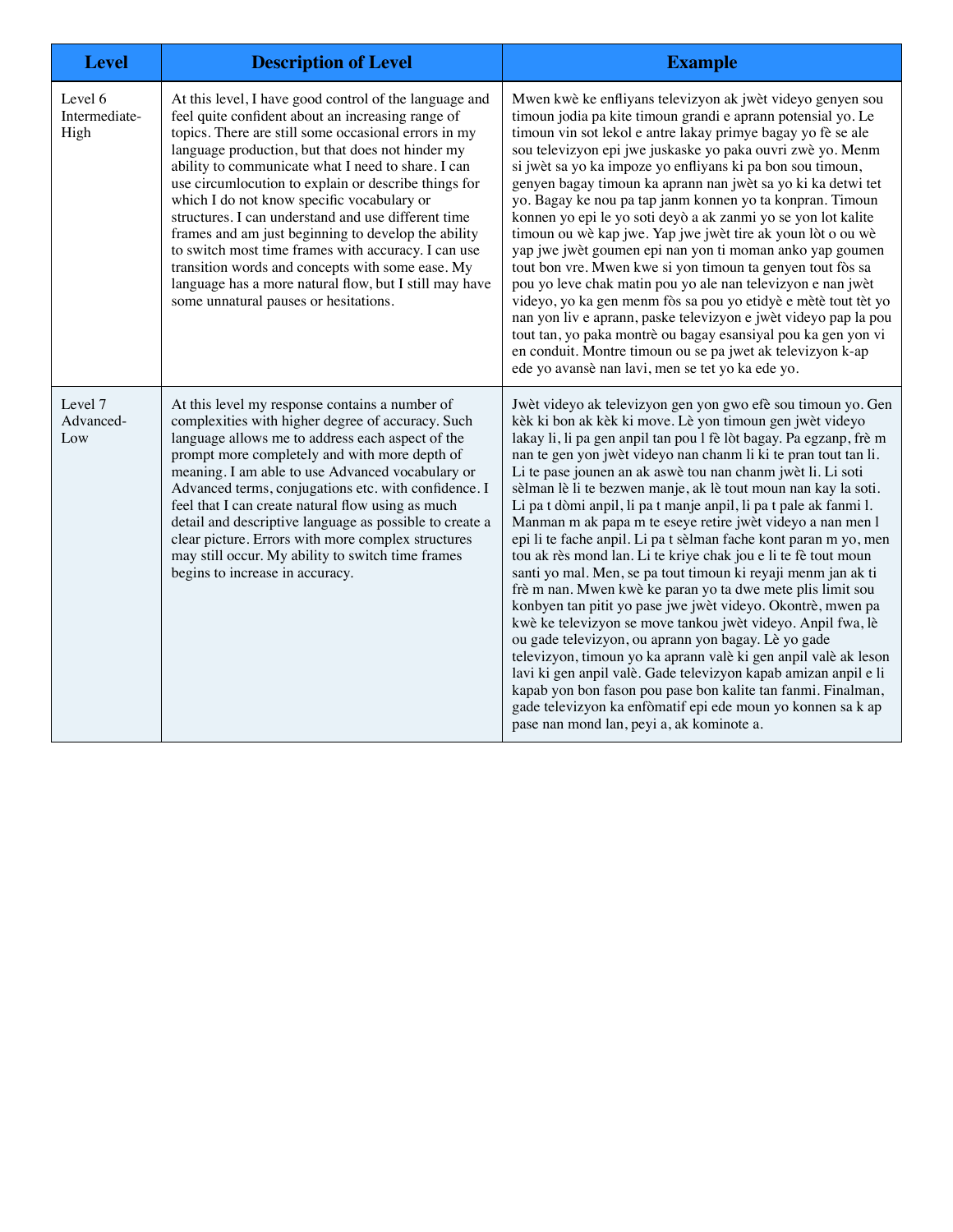| Level | Description of Level | Example |
|---|---|---|
| Level 6 Intermediate-High | At this level, I have good control of the language and feel quite confident about an increasing range of topics. There are still some occasional errors in my language production, but that does not hinder my ability to communicate what I need to share. I can use circumlocution to explain or describe things for which I do not know specific vocabulary or structures. I can understand and use different time frames and am just beginning to develop the ability to switch most time frames with accuracy. I can use transition words and concepts with some ease. My language has a more natural flow, but I still may have some unnatural pauses or hesitations. | Mwen kwè ke enfliyans televizyon ak jwèt videyo genyen sou timoun jodia pa kite timoun grandi e aprann potensial yo. Le timoun vin sot lekol e antre lakay primye bagay yo fè se ale sou televizyon epi jwe juskaske yo paka ouvri zwè yo. Menm si jwèt sa yo ka impoze yo enfliyans ki pa bon sou timoun, genyen bagay timoun ka aprann nan jwèt sa yo ki ka detwi tet yo. Bagay ke nou pa tap janm konnen yo ta konpran. Timoun konnen yo epi le yo soti deyò a ak zanmi yo se yon lot kalite timoun ou wè kap jwe. Yap jwe jwèt tire ak youn lòt o ou wè yap jwe jwèt goumen epi nan yon ti moman anko yap goumen tout bon vre. Mwen kwe si yon timoun ta genyen tout fòs sa pou yo leve chak matin pou yo ale nan televizyon e nan jwèt videyo, yo ka gen menm fòs sa pou yo etidyè e mètè tout tèt yo nan yon liv e aprann, paske televizyon e jwèt videyo pap la pou tout tan, yo paka montrè ou bagay esansiyal pou ka gen yon vi en conduit. Montre timoun ou se pa jwet ak televizyon k-ap ede yo avansè nan lavi, men se tet yo ka ede yo. |
| Level 7 Advanced-Low | At this level my response contains a number of complexities with higher degree of accuracy. Such language allows me to address each aspect of the prompt more completely and with more depth of meaning. I am able to use Advanced vocabulary or Advanced terms, conjugations etc. with confidence. I feel that I can create natural flow using as much detail and descriptive language as possible to create a clear picture. Errors with more complex structures may still occur. My ability to switch time frames begins to increase in accuracy. | Jwèt videyo ak televizyon gen yon gwo efè sou timoun yo. Gen kèk ki bon ak kèk ki move. Lè yon timoun gen jwèt videyo lakay li, li pa gen anpil tan pou l fè lòt bagay. Pa egzanp, frè m nan te gen yon jwèt videyo nan chanm li ki te pran tout tan li. Li te pase jounen an ak aswè tou nan chanm jwèt li. Li soti sèlman lè li te bezwen manje, ak lè tout moun nan kay la soti. Li pa t dòmi anpil, li pa t manje anpil, li pa t pale ak fanmi l. Manman m ak papa m te eseye retire jwèt videyo a nan men l epi li te fache anpil. Li pa t sèlman fache kont paran m yo, men tou ak rès mond lan. Li te kriye chak jou e li te fè tout moun santi yo mal. Men, se pa tout timoun ki reyaji menm jan ak ti frè m nan. Mwen kwè ke paran yo ta dwe mete plis limit sou konbyen tan pitit yo pase jwe jwèt videyo. Okontrè, mwen pa kwè ke televizyon se move tankou jwèt videyo. Anpil fwa, lè ou gade televizyon, ou aprann yon bagay. Lè yo gade televizyon, timoun yo ka aprann valè ki gen anpil valè ak leson lavi ki gen anpil valè. Gade televizyon kapab amizan anpil e li kapab yon bon fason pou pase bon kalite tan fanmi. Finalman, gade televizyon ka enfòmatif epi ede moun yo konnen sa k ap pase nan mond lan, peyi a, ak kominote a. |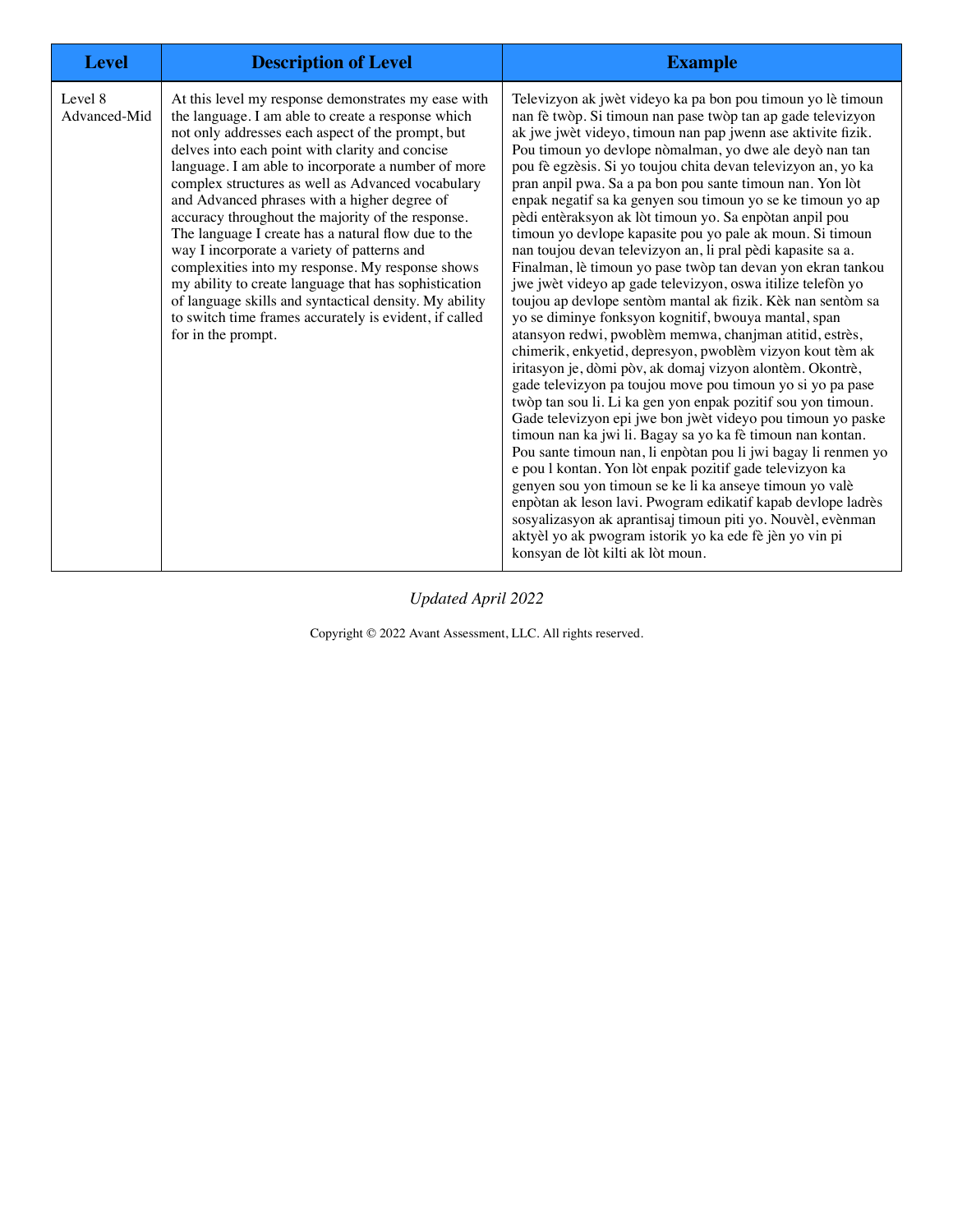| Level | Description of Level | Example |
|---|---|---|
| Level 8 Advanced-Mid | At this level my response demonstrates my ease with the language. I am able to create a response which not only addresses each aspect of the prompt, but delves into each point with clarity and concise language. I am able to incorporate a number of more complex structures as well as Advanced vocabulary and Advanced phrases with a higher degree of accuracy throughout the majority of the response. The language I create has a natural flow due to the way I incorporate a variety of patterns and complexities into my response. My response shows my ability to create language that has sophistication of language skills and syntactical density. My ability to switch time frames accurately is evident, if called for in the prompt. | Televizyon ak jwèt videyo ka pa bon pou timoun yo lè timoun nan fè twòp. Si timoun nan pase twòp tan ap gade televizyon ak jwe jwèt videyo, timoun nan pap jwenn ase aktivite fizik. Pou timoun yo devlope nòmalman, yo dwe ale deyò nan tan pou fè egzèsis. Si yo toujou chita devan televizyon an, yo ka pran anpil pwa. Sa a pa bon pou sante timoun nan. Yon lòt enpak negatif sa ka genyen sou timoun yo se ke timoun yo ap pèdi entèraksyon ak lòt timoun yo. Sa enpòtan anpil pou timoun yo devlope kapasite pou yo pale ak moun. Si timoun nan toujou devan televizyon an, li pral pèdi kapasite sa a. Finalman, lè timoun yo pase twòp tan devan yon ekran tankou jwe jwèt videyo ap gade televizyon, oswa itilize telefòn yo toujou ap devlope sentòm mantal ak fizik. Kèk nan sentòm sa yo se diminye fonksyon kognitif, bwouya mantal, span atansyon redwi, pwoblèm memwa, chanjman atitid, estrès, chimerik, enkyetid, depresyon, pwoblèm vizyon kout tèm ak iritasyon je, dòmi pòv, ak domaj vizyon alontèm. Okontrè, gade televizyon pa toujou move pou timoun yo si yo pa pase twòp tan sou li. Li ka gen yon enpak pozitif sou yon timoun. Gade televizyon epi jwe bon jwèt videyo pou timoun yo paske timoun nan ka jwi li. Bagay sa yo ka fè timoun nan kontan. Pou sante timoun nan, li enpòtan pou li jwi bagay li renmen yo e pou l kontan. Yon lòt enpak pozitif gade televizyon ka genyen sou yon timoun se ke li ka anseye timoun yo valè enpòtan ak leson lavi. Pwogram edikatif kapab devlope ladrès sosyalizasyon ak aprantisaj timoun piti yo. Nouvèl, evènman aktyèl yo ak pwogram istorik yo ka ede fè jèn yo vin pi konsyan de lòt kilti ak lòt moun. |

*Updated April 2022*

Copyright © 2022 Avant Assessment, LLC. All rights reserved.